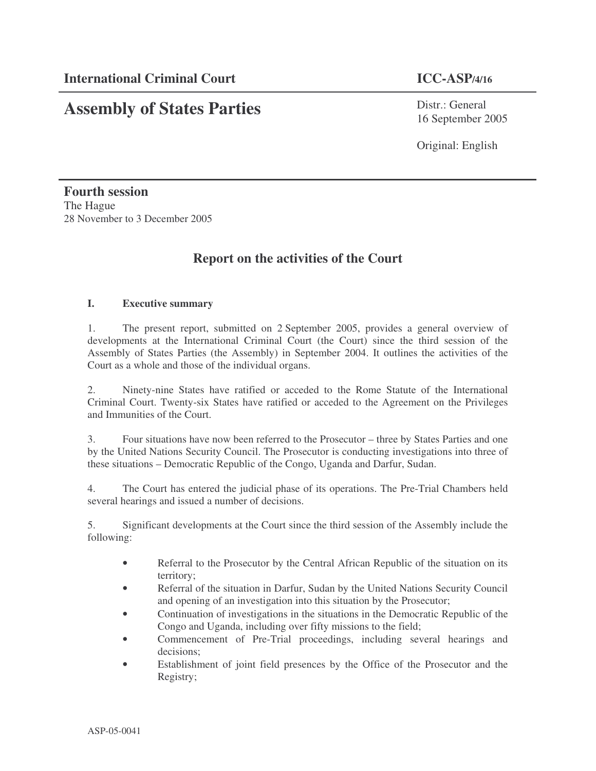**International Criminal Court** **ICC-ASP/4/16**

# Assembly of States Parties

Distr.: General
16 September 2005

Original: English

**Fourth session**
The Hague
28 November to 3 December 2005

## Report on the activities of the Court

### I. Executive summary

1. The present report, submitted on 2 September 2005, provides a general overview of developments at the International Criminal Court (the Court) since the third session of the Assembly of States Parties (the Assembly) in September 2004. It outlines the activities of the Court as a whole and those of the individual organs.

2. Ninety-nine States have ratified or acceded to the Rome Statute of the International Criminal Court. Twenty-six States have ratified or acceded to the Agreement on the Privileges and Immunities of the Court.

3. Four situations have now been referred to the Prosecutor – three by States Parties and one by the United Nations Security Council. The Prosecutor is conducting investigations into three of these situations – Democratic Republic of the Congo, Uganda and Darfur, Sudan.

4. The Court has entered the judicial phase of its operations. The Pre-Trial Chambers held several hearings and issued a number of decisions.

5. Significant developments at the Court since the third session of the Assembly include the following:

- Referral to the Prosecutor by the Central African Republic of the situation on its territory;
- Referral of the situation in Darfur, Sudan by the United Nations Security Council and opening of an investigation into this situation by the Prosecutor;
- Continuation of investigations in the situations in the Democratic Republic of the Congo and Uganda, including over fifty missions to the field;
- Commencement of Pre-Trial proceedings, including several hearings and decisions;
- Establishment of joint field presences by the Office of the Prosecutor and the Registry;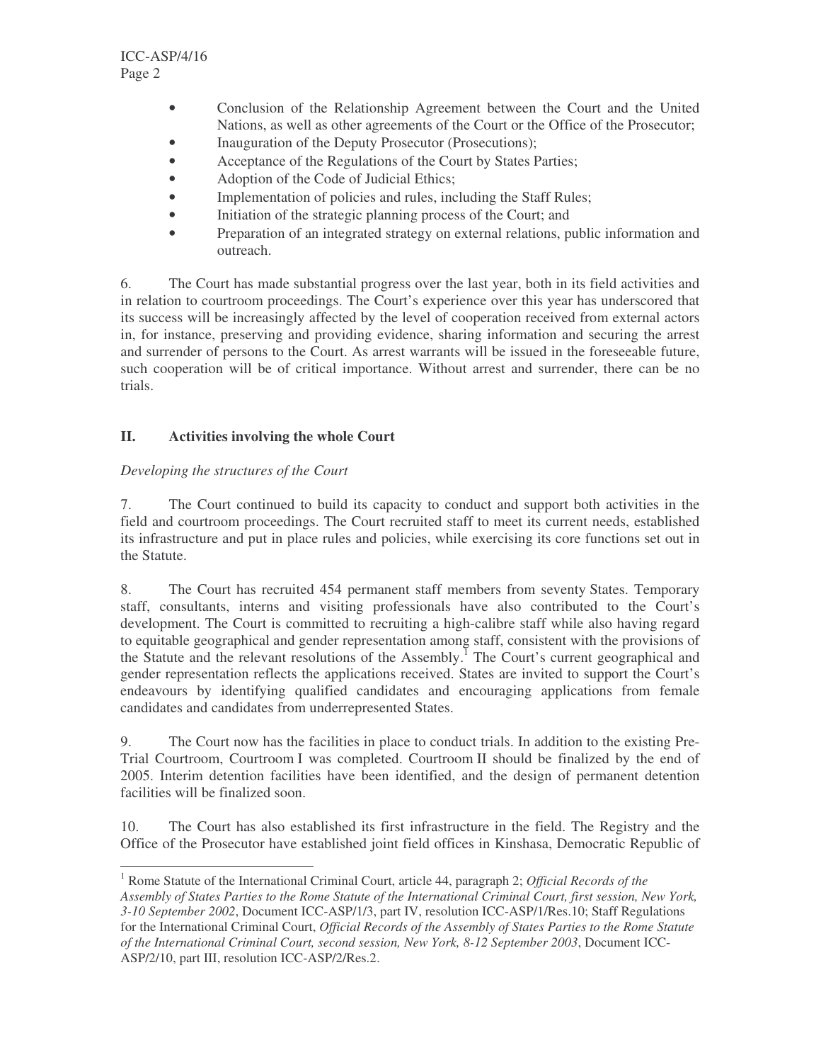- Conclusion of the Relationship Agreement between the Court and the United Nations, as well as other agreements of the Court or the Office of the Prosecutor;
- Inauguration of the Deputy Prosecutor (Prosecutions);
- Acceptance of the Regulations of the Court by States Parties;
- Adoption of the Code of Judicial Ethics;
- Implementation of policies and rules, including the Staff Rules;
- Initiation of the strategic planning process of the Court; and
- Preparation of an integrated strategy on external relations, public information and outreach.

6. The Court has made substantial progress over the last year, both in its field activities and in relation to courtroom proceedings. The Court's experience over this year has underscored that its success will be increasingly affected by the level of cooperation received from external actors in, for instance, preserving and providing evidence, sharing information and securing the arrest and surrender of persons to the Court. As arrest warrants will be issued in the foreseeable future, such cooperation will be of critical importance. Without arrest and surrender, there can be no trials.

## II. Activities involving the whole Court

*Developing the structures of the Court*

7. The Court continued to build its capacity to conduct and support both activities in the field and courtroom proceedings. The Court recruited staff to meet its current needs, established its infrastructure and put in place rules and policies, while exercising its core functions set out in the Statute.

8. The Court has recruited 454 permanent staff members from seventy States. Temporary staff, consultants, interns and visiting professionals have also contributed to the Court's development. The Court is committed to recruiting a high-calibre staff while also having regard to equitable geographical and gender representation among staff, consistent with the provisions of the Statute and the relevant resolutions of the Assembly.[1] The Court's current geographical and gender representation reflects the applications received. States are invited to support the Court's endeavours by identifying qualified candidates and encouraging applications from female candidates and candidates from underrepresented States.

9. The Court now has the facilities in place to conduct trials. In addition to the existing Pre-Trial Courtroom, Courtroom I was completed. Courtroom II should be finalized by the end of 2005. Interim detention facilities have been identified, and the design of permanent detention facilities will be finalized soon.

10. The Court has also established its first infrastructure in the field. The Registry and the Office of the Prosecutor have established joint field offices in Kinshasa, Democratic Republic of

---

[1] Rome Statute of the International Criminal Court, article 44, paragraph 2; *Official Records of the Assembly of States Parties to the Rome Statute of the International Criminal Court, first session, New York, 3-10 September 2002*, Document ICC-ASP/1/3, part IV, resolution ICC-ASP/1/Res.10; Staff Regulations for the International Criminal Court, *Official Records of the Assembly of States Parties to the Rome Statute of the International Criminal Court, second session, New York, 8-12 September 2003*, Document ICC-ASP/2/10, part III, resolution ICC-ASP/2/Res.2.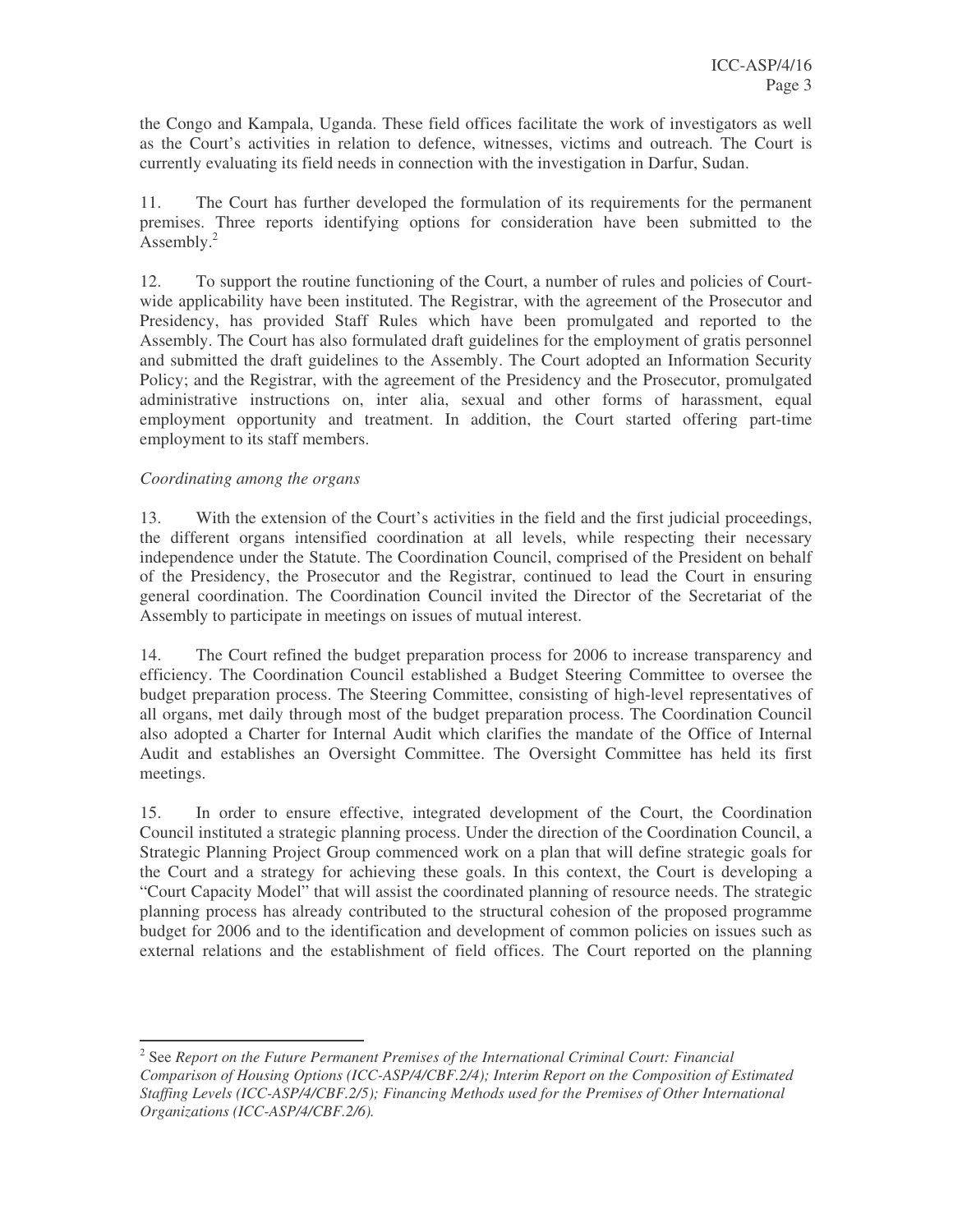the Congo and Kampala, Uganda. These field offices facilitate the work of investigators as well as the Court's activities in relation to defence, witnesses, victims and outreach. The Court is currently evaluating its field needs in connection with the investigation in Darfur, Sudan.

11. The Court has further developed the formulation of its requirements for the permanent premises. Three reports identifying options for consideration have been submitted to the Assembly.[2]

12. To support the routine functioning of the Court, a number of rules and policies of Court-wide applicability have been instituted. The Registrar, with the agreement of the Prosecutor and Presidency, has provided Staff Rules which have been promulgated and reported to the Assembly. The Court has also formulated draft guidelines for the employment of gratis personnel and submitted the draft guidelines to the Assembly. The Court adopted an Information Security Policy; and the Registrar, with the agreement of the Presidency and the Prosecutor, promulgated administrative instructions on, inter alia, sexual and other forms of harassment, equal employment opportunity and treatment. In addition, the Court started offering part-time employment to its staff members.

*Coordinating among the organs*

13. With the extension of the Court's activities in the field and the first judicial proceedings, the different organs intensified coordination at all levels, while respecting their necessary independence under the Statute. The Coordination Council, comprised of the President on behalf of the Presidency, the Prosecutor and the Registrar, continued to lead the Court in ensuring general coordination. The Coordination Council invited the Director of the Secretariat of the Assembly to participate in meetings on issues of mutual interest.

14. The Court refined the budget preparation process for 2006 to increase transparency and efficiency. The Coordination Council established a Budget Steering Committee to oversee the budget preparation process. The Steering Committee, consisting of high-level representatives of all organs, met daily through most of the budget preparation process. The Coordination Council also adopted a Charter for Internal Audit which clarifies the mandate of the Office of Internal Audit and establishes an Oversight Committee. The Oversight Committee has held its first meetings.

15. In order to ensure effective, integrated development of the Court, the Coordination Council instituted a strategic planning process. Under the direction of the Coordination Council, a Strategic Planning Project Group commenced work on a plan that will define strategic goals for the Court and a strategy for achieving these goals. In this context, the Court is developing a "Court Capacity Model" that will assist the coordinated planning of resource needs. The strategic planning process has already contributed to the structural cohesion of the proposed programme budget for 2006 and to the identification and development of common policies on issues such as external relations and the establishment of field offices. The Court reported on the planning

---

[2] See *Report on the Future Permanent Premises of the International Criminal Court: Financial Comparison of Housing Options (ICC-ASP/4/CBF.2/4); Interim Report on the Composition of Estimated Staffing Levels (ICC-ASP/4/CBF.2/5); Financing Methods used for the Premises of Other International Organizations (ICC-ASP/4/CBF.2/6).*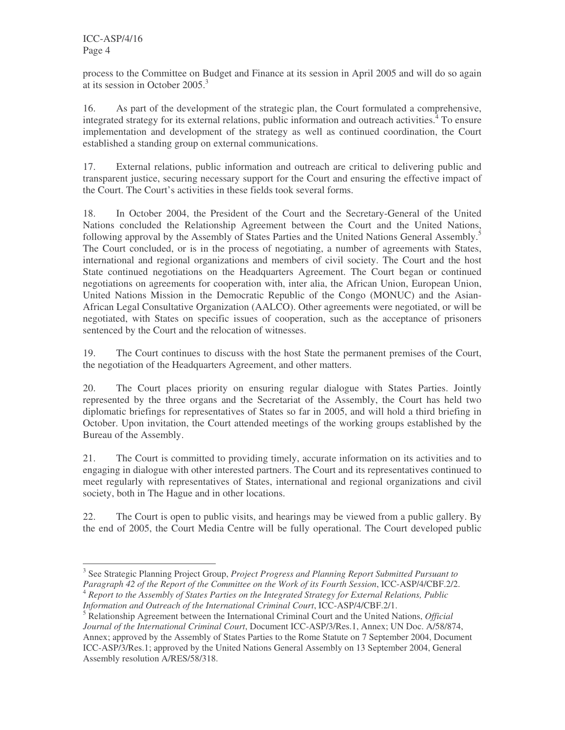process to the Committee on Budget and Finance at its session in April 2005 and will do so again at its session in October 2005.[3]

16. As part of the development of the strategic plan, the Court formulated a comprehensive, integrated strategy for its external relations, public information and outreach activities.[4] To ensure implementation and development of the strategy as well as continued coordination, the Court established a standing group on external communications.

17. External relations, public information and outreach are critical to delivering public and transparent justice, securing necessary support for the Court and ensuring the effective impact of the Court. The Court's activities in these fields took several forms.

18. In October 2004, the President of the Court and the Secretary-General of the United Nations concluded the Relationship Agreement between the Court and the United Nations, following approval by the Assembly of States Parties and the United Nations General Assembly.[5] The Court concluded, or is in the process of negotiating, a number of agreements with States, international and regional organizations and members of civil society. The Court and the host State continued negotiations on the Headquarters Agreement. The Court began or continued negotiations on agreements for cooperation with, inter alia, the African Union, European Union, United Nations Mission in the Democratic Republic of the Congo (MONUC) and the Asian-African Legal Consultative Organization (AALCO). Other agreements were negotiated, or will be negotiated, with States on specific issues of cooperation, such as the acceptance of prisoners sentenced by the Court and the relocation of witnesses.

19. The Court continues to discuss with the host State the permanent premises of the Court, the negotiation of the Headquarters Agreement, and other matters.

20. The Court places priority on ensuring regular dialogue with States Parties. Jointly represented by the three organs and the Secretariat of the Assembly, the Court has held two diplomatic briefings for representatives of States so far in 2005, and will hold a third briefing in October. Upon invitation, the Court attended meetings of the working groups established by the Bureau of the Assembly.

21. The Court is committed to providing timely, accurate information on its activities and to engaging in dialogue with other interested partners. The Court and its representatives continued to meet regularly with representatives of States, international and regional organizations and civil society, both in The Hague and in other locations.

22. The Court is open to public visits, and hearings may be viewed from a public gallery. By the end of 2005, the Court Media Centre will be fully operational. The Court developed public

---

[3] See Strategic Planning Project Group, *Project Progress and Planning Report Submitted Pursuant to Paragraph 42 of the Report of the Committee on the Work of its Fourth Session*, ICC-ASP/4/CBF.2/2.

[4] *Report to the Assembly of States Parties on the Integrated Strategy for External Relations, Public Information and Outreach of the International Criminal Court*, ICC-ASP/4/CBF.2/1.

[5] Relationship Agreement between the International Criminal Court and the United Nations, *Official Journal of the International Criminal Court*, Document ICC-ASP/3/Res.1, Annex; UN Doc. A/58/874, Annex; approved by the Assembly of States Parties to the Rome Statute on 7 September 2004, Document ICC-ASP/3/Res.1; approved by the United Nations General Assembly on 13 September 2004, General Assembly resolution A/RES/58/318.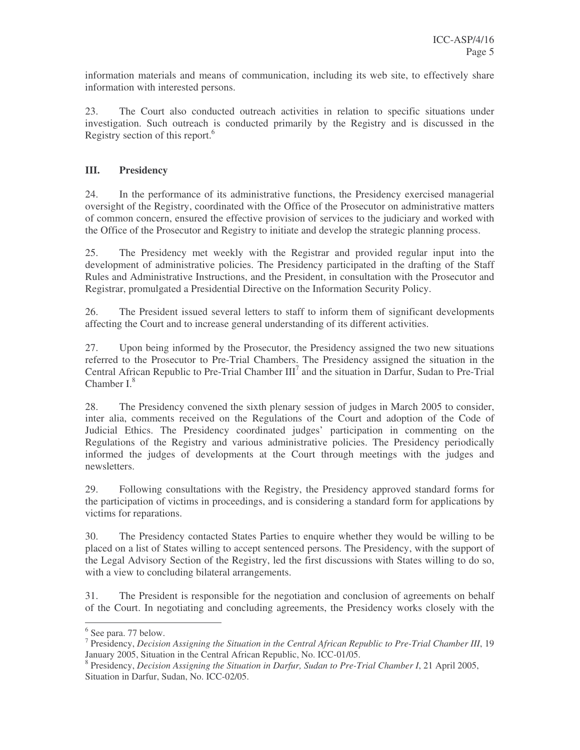information materials and means of communication, including its web site, to effectively share information with interested persons.

23. The Court also conducted outreach activities in relation to specific situations under investigation. Such outreach is conducted primarily by the Registry and is discussed in the Registry section of this report.[6]

## III. Presidency

24. In the performance of its administrative functions, the Presidency exercised managerial oversight of the Registry, coordinated with the Office of the Prosecutor on administrative matters of common concern, ensured the effective provision of services to the judiciary and worked with the Office of the Prosecutor and Registry to initiate and develop the strategic planning process.

25. The Presidency met weekly with the Registrar and provided regular input into the development of administrative policies. The Presidency participated in the drafting of the Staff Rules and Administrative Instructions, and the President, in consultation with the Prosecutor and Registrar, promulgated a Presidential Directive on the Information Security Policy.

26. The President issued several letters to staff to inform them of significant developments affecting the Court and to increase general understanding of its different activities.

27. Upon being informed by the Prosecutor, the Presidency assigned the two new situations referred to the Prosecutor to Pre-Trial Chambers. The Presidency assigned the situation in the Central African Republic to Pre-Trial Chamber III[7] and the situation in Darfur, Sudan to Pre-Trial Chamber I.[8]

28. The Presidency convened the sixth plenary session of judges in March 2005 to consider, inter alia, comments received on the Regulations of the Court and adoption of the Code of Judicial Ethics. The Presidency coordinated judges' participation in commenting on the Regulations of the Registry and various administrative policies. The Presidency periodically informed the judges of developments at the Court through meetings with the judges and newsletters.

29. Following consultations with the Registry, the Presidency approved standard forms for the participation of victims in proceedings, and is considering a standard form for applications by victims for reparations.

30. The Presidency contacted States Parties to enquire whether they would be willing to be placed on a list of States willing to accept sentenced persons. The Presidency, with the support of the Legal Advisory Section of the Registry, led the first discussions with States willing to do so, with a view to concluding bilateral arrangements.

31. The President is responsible for the negotiation and conclusion of agreements on behalf of the Court. In negotiating and concluding agreements, the Presidency works closely with the

---

[6] See para. 77 below.

[7] Presidency, *Decision Assigning the Situation in the Central African Republic to Pre-Trial Chamber III*, 19 January 2005, Situation in the Central African Republic, No. ICC-01/05.

[8] Presidency, *Decision Assigning the Situation in Darfur, Sudan to Pre-Trial Chamber I*, 21 April 2005, Situation in Darfur, Sudan, No. ICC-02/05.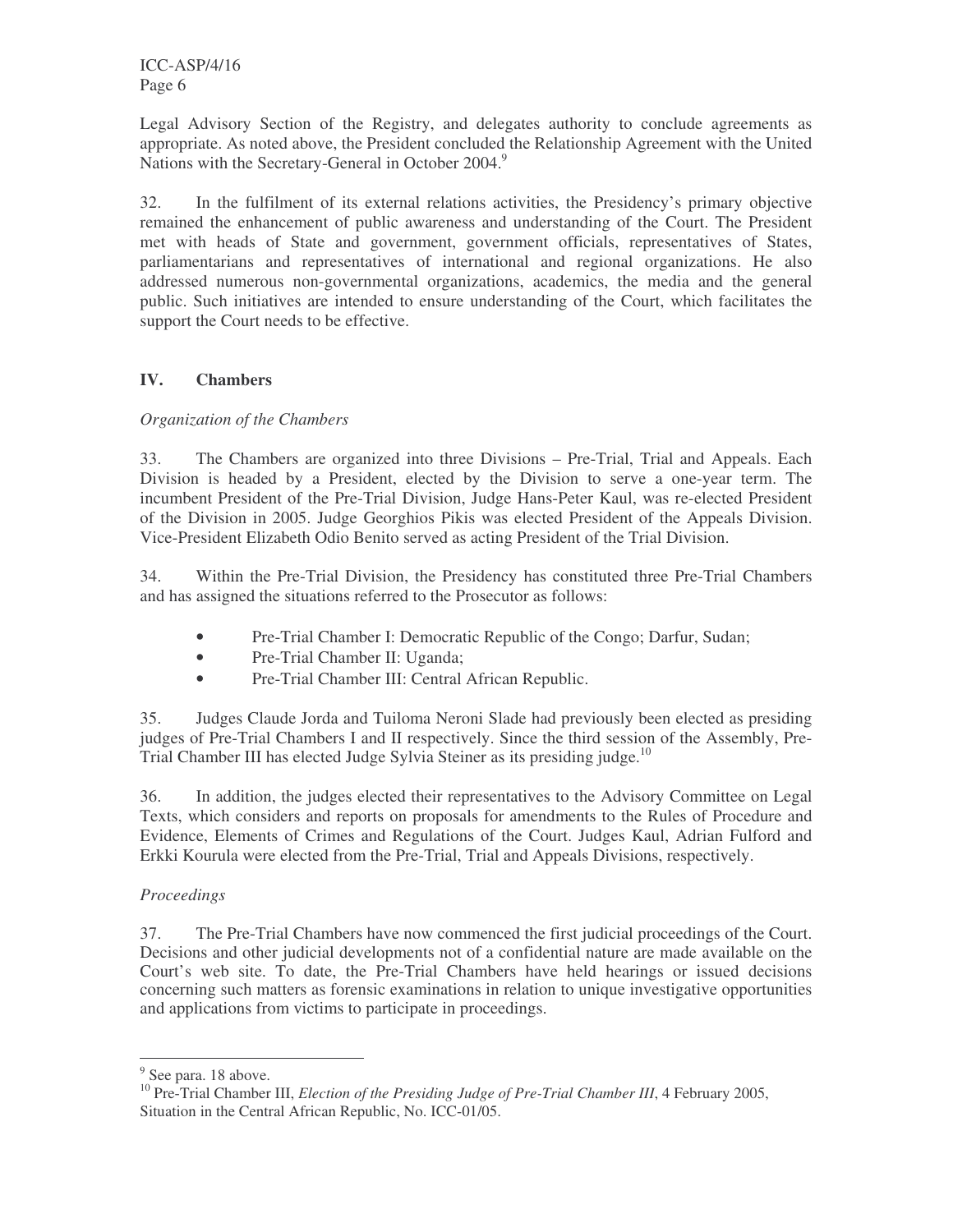Legal Advisory Section of the Registry, and delegates authority to conclude agreements as appropriate. As noted above, the President concluded the Relationship Agreement with the United Nations with the Secretary-General in October 2004.[9]

32. In the fulfilment of its external relations activities, the Presidency's primary objective remained the enhancement of public awareness and understanding of the Court. The President met with heads of State and government, government officials, representatives of States, parliamentarians and representatives of international and regional organizations. He also addressed numerous non-governmental organizations, academics, the media and the general public. Such initiatives are intended to ensure understanding of the Court, which facilitates the support the Court needs to be effective.

## IV. Chambers

*Organization of the Chambers*

33. The Chambers are organized into three Divisions – Pre-Trial, Trial and Appeals. Each Division is headed by a President, elected by the Division to serve a one-year term. The incumbent President of the Pre-Trial Division, Judge Hans-Peter Kaul, was re-elected President of the Division in 2005. Judge Georghios Pikis was elected President of the Appeals Division. Vice-President Elizabeth Odio Benito served as acting President of the Trial Division.

34. Within the Pre-Trial Division, the Presidency has constituted three Pre-Trial Chambers and has assigned the situations referred to the Prosecutor as follows:

- Pre-Trial Chamber I: Democratic Republic of the Congo; Darfur, Sudan;
- Pre-Trial Chamber II: Uganda;
- Pre-Trial Chamber III: Central African Republic.

35. Judges Claude Jorda and Tuiloma Neroni Slade had previously been elected as presiding judges of Pre-Trial Chambers I and II respectively. Since the third session of the Assembly, Pre-Trial Chamber III has elected Judge Sylvia Steiner as its presiding judge.[10]

36. In addition, the judges elected their representatives to the Advisory Committee on Legal Texts, which considers and reports on proposals for amendments to the Rules of Procedure and Evidence, Elements of Crimes and Regulations of the Court. Judges Kaul, Adrian Fulford and Erkki Kourula were elected from the Pre-Trial, Trial and Appeals Divisions, respectively.

*Proceedings*

37. The Pre-Trial Chambers have now commenced the first judicial proceedings of the Court. Decisions and other judicial developments not of a confidential nature are made available on the Court's web site. To date, the Pre-Trial Chambers have held hearings or issued decisions concerning such matters as forensic examinations in relation to unique investigative opportunities and applications from victims to participate in proceedings.

---

[9] See para. 18 above.

[10] Pre-Trial Chamber III, *Election of the Presiding Judge of Pre-Trial Chamber III*, 4 February 2005, Situation in the Central African Republic, No. ICC-01/05.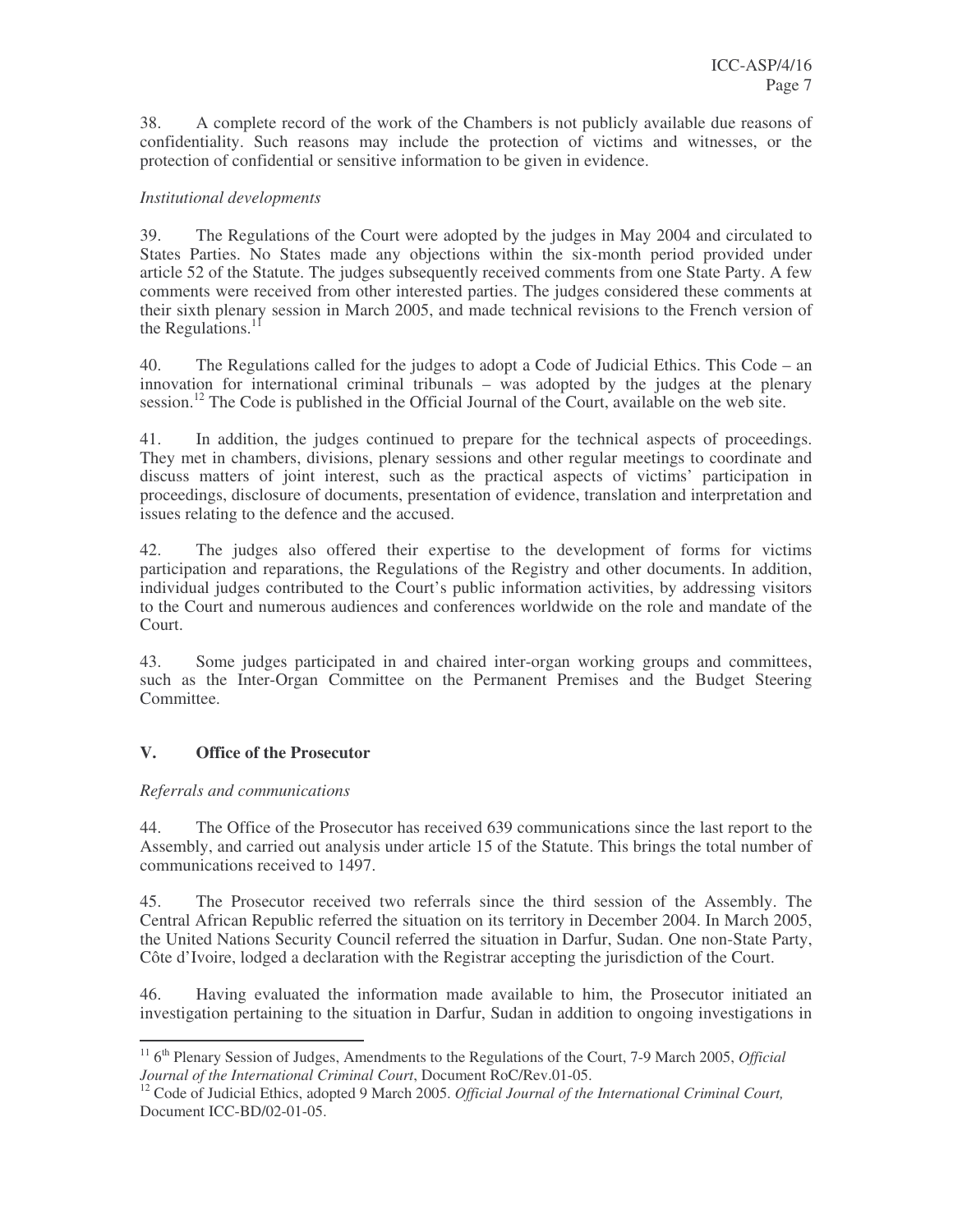38. A complete record of the work of the Chambers is not publicly available due reasons of confidentiality. Such reasons may include the protection of victims and witnesses, or the protection of confidential or sensitive information to be given in evidence.

*Institutional developments*

39. The Regulations of the Court were adopted by the judges in May 2004 and circulated to States Parties. No States made any objections within the six-month period provided under article 52 of the Statute. The judges subsequently received comments from one State Party. A few comments were received from other interested parties. The judges considered these comments at their sixth plenary session in March 2005, and made technical revisions to the French version of the Regulations.[11]

40. The Regulations called for the judges to adopt a Code of Judicial Ethics. This Code – an innovation for international criminal tribunals – was adopted by the judges at the plenary session.[12] The Code is published in the Official Journal of the Court, available on the web site.

41. In addition, the judges continued to prepare for the technical aspects of proceedings. They met in chambers, divisions, plenary sessions and other regular meetings to coordinate and discuss matters of joint interest, such as the practical aspects of victims' participation in proceedings, disclosure of documents, presentation of evidence, translation and interpretation and issues relating to the defence and the accused.

42. The judges also offered their expertise to the development of forms for victims participation and reparations, the Regulations of the Registry and other documents. In addition, individual judges contributed to the Court's public information activities, by addressing visitors to the Court and numerous audiences and conferences worldwide on the role and mandate of the Court.

43. Some judges participated in and chaired inter-organ working groups and committees, such as the Inter-Organ Committee on the Permanent Premises and the Budget Steering Committee.

## V. Office of the Prosecutor

*Referrals and communications*

44. The Office of the Prosecutor has received 639 communications since the last report to the Assembly, and carried out analysis under article 15 of the Statute. This brings the total number of communications received to 1497.

45. The Prosecutor received two referrals since the third session of the Assembly. The Central African Republic referred the situation on its territory in December 2004. In March 2005, the United Nations Security Council referred the situation in Darfur, Sudan. One non-State Party, Côte d'Ivoire, lodged a declaration with the Registrar accepting the jurisdiction of the Court.

46. Having evaluated the information made available to him, the Prosecutor initiated an investigation pertaining to the situation in Darfur, Sudan in addition to ongoing investigations in

---

[11] 6th Plenary Session of Judges, Amendments to the Regulations of the Court, 7-9 March 2005, *Official Journal of the International Criminal Court*, Document RoC/Rev.01-05.

[12] Code of Judicial Ethics, adopted 9 March 2005. *Official Journal of the International Criminal Court,* Document ICC-BD/02-01-05.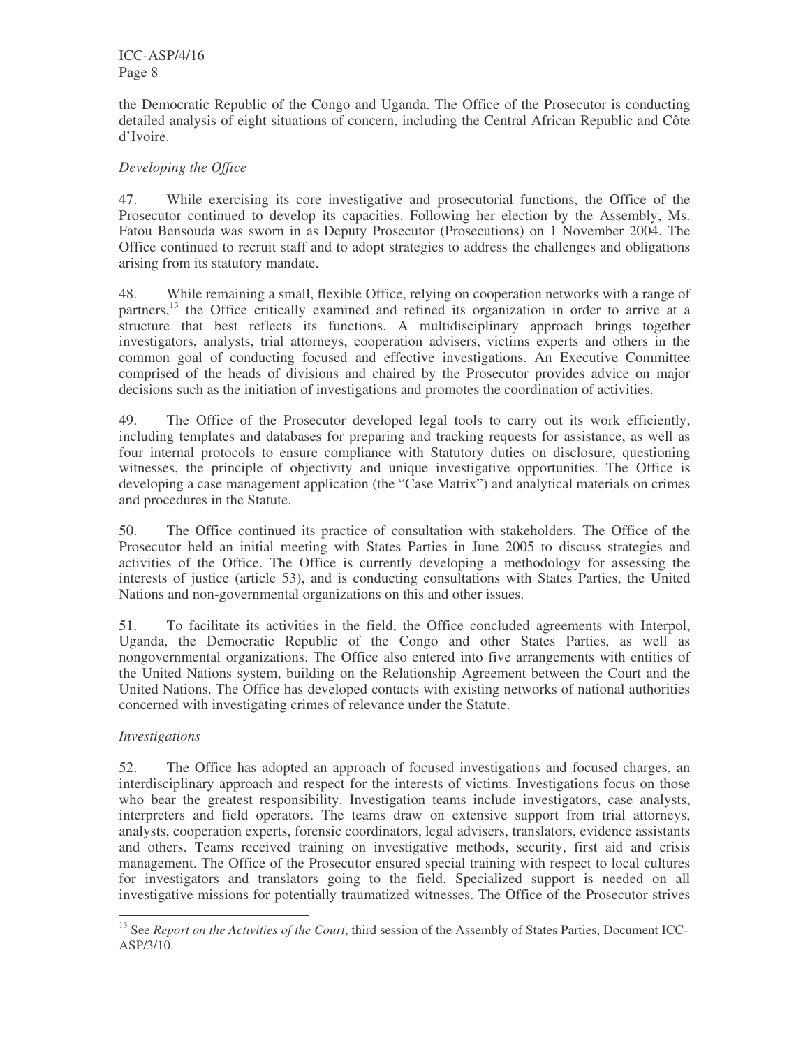the Democratic Republic of the Congo and Uganda. The Office of the Prosecutor is conducting detailed analysis of eight situations of concern, including the Central African Republic and Côte d'Ivoire.

*Developing the Office*

47. While exercising its core investigative and prosecutorial functions, the Office of the Prosecutor continued to develop its capacities. Following her election by the Assembly, Ms. Fatou Bensouda was sworn in as Deputy Prosecutor (Prosecutions) on 1 November 2004. The Office continued to recruit staff and to adopt strategies to address the challenges and obligations arising from its statutory mandate.

48. While remaining a small, flexible Office, relying on cooperation networks with a range of partners,[13] the Office critically examined and refined its organization in order to arrive at a structure that best reflects its functions. A multidisciplinary approach brings together investigators, analysts, trial attorneys, cooperation advisers, victims experts and others in the common goal of conducting focused and effective investigations. An Executive Committee comprised of the heads of divisions and chaired by the Prosecutor provides advice on major decisions such as the initiation of investigations and promotes the coordination of activities.

49. The Office of the Prosecutor developed legal tools to carry out its work efficiently, including templates and databases for preparing and tracking requests for assistance, as well as four internal protocols to ensure compliance with Statutory duties on disclosure, questioning witnesses, the principle of objectivity and unique investigative opportunities. The Office is developing a case management application (the "Case Matrix") and analytical materials on crimes and procedures in the Statute.

50. The Office continued its practice of consultation with stakeholders. The Office of the Prosecutor held an initial meeting with States Parties in June 2005 to discuss strategies and activities of the Office. The Office is currently developing a methodology for assessing the interests of justice (article 53), and is conducting consultations with States Parties, the United Nations and non-governmental organizations on this and other issues.

51. To facilitate its activities in the field, the Office concluded agreements with Interpol, Uganda, the Democratic Republic of the Congo and other States Parties, as well as nongovernmental organizations. The Office also entered into five arrangements with entities of the United Nations system, building on the Relationship Agreement between the Court and the United Nations. The Office has developed contacts with existing networks of national authorities concerned with investigating crimes of relevance under the Statute.

*Investigations*

52. The Office has adopted an approach of focused investigations and focused charges, an interdisciplinary approach and respect for the interests of victims. Investigations focus on those who bear the greatest responsibility. Investigation teams include investigators, case analysts, interpreters and field operators. The teams draw on extensive support from trial attorneys, analysts, cooperation experts, forensic coordinators, legal advisers, translators, evidence assistants and others. Teams received training on investigative methods, security, first aid and crisis management. The Office of the Prosecutor ensured special training with respect to local cultures for investigators and translators going to the field. Specialized support is needed on all investigative missions for potentially traumatized witnesses. The Office of the Prosecutor strives

---

[13] See *Report on the Activities of the Court*, third session of the Assembly of States Parties, Document ICC-ASP/3/10.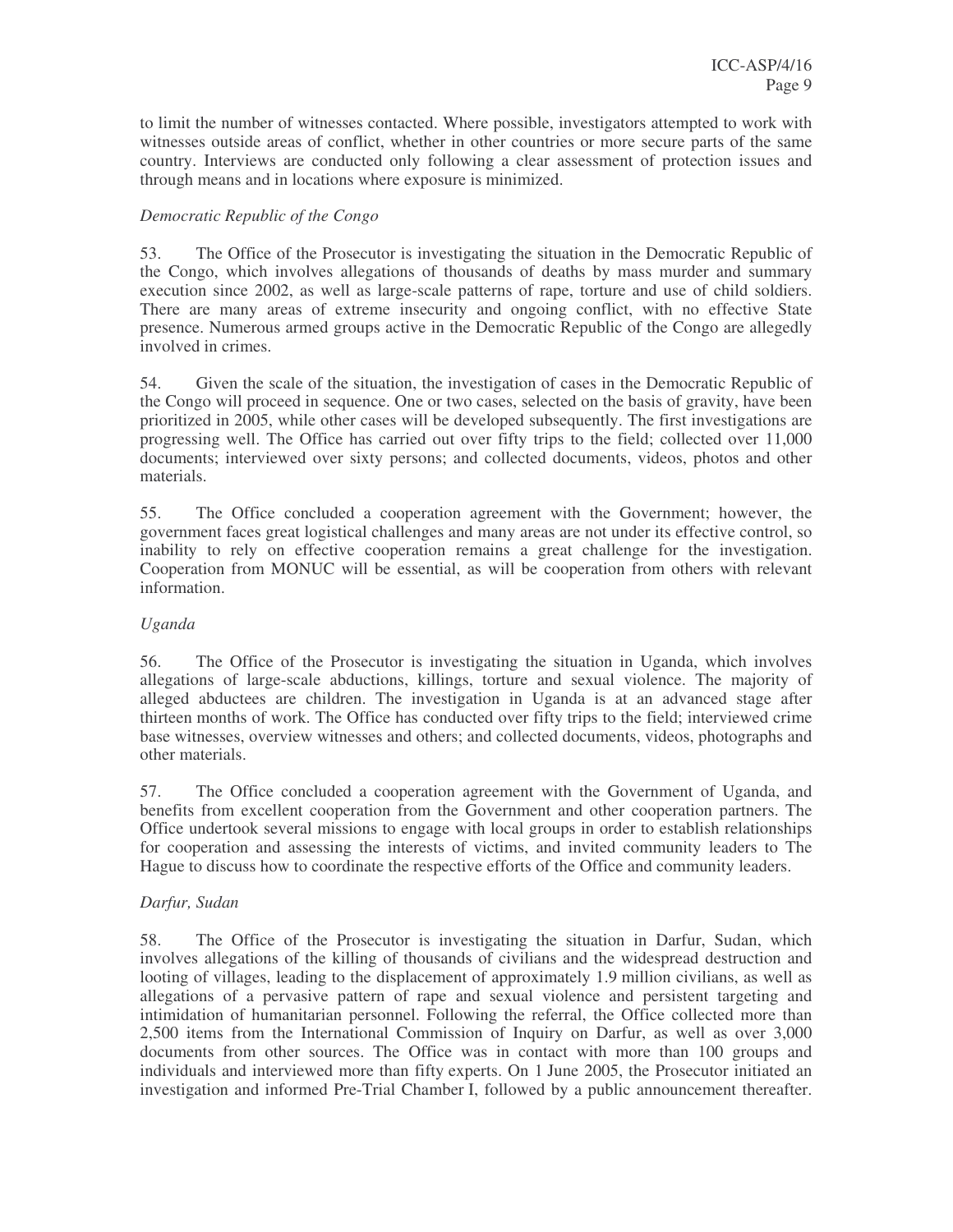to limit the number of witnesses contacted. Where possible, investigators attempted to work with witnesses outside areas of conflict, whether in other countries or more secure parts of the same country. Interviews are conducted only following a clear assessment of protection issues and through means and in locations where exposure is minimized.

*Democratic Republic of the Congo*

53. The Office of the Prosecutor is investigating the situation in the Democratic Republic of the Congo, which involves allegations of thousands of deaths by mass murder and summary execution since 2002, as well as large-scale patterns of rape, torture and use of child soldiers. There are many areas of extreme insecurity and ongoing conflict, with no effective State presence. Numerous armed groups active in the Democratic Republic of the Congo are allegedly involved in crimes.

54. Given the scale of the situation, the investigation of cases in the Democratic Republic of the Congo will proceed in sequence. One or two cases, selected on the basis of gravity, have been prioritized in 2005, while other cases will be developed subsequently. The first investigations are progressing well. The Office has carried out over fifty trips to the field; collected over 11,000 documents; interviewed over sixty persons; and collected documents, videos, photos and other materials.

55. The Office concluded a cooperation agreement with the Government; however, the government faces great logistical challenges and many areas are not under its effective control, so inability to rely on effective cooperation remains a great challenge for the investigation. Cooperation from MONUC will be essential, as will be cooperation from others with relevant information.

*Uganda*

56. The Office of the Prosecutor is investigating the situation in Uganda, which involves allegations of large-scale abductions, killings, torture and sexual violence. The majority of alleged abductees are children. The investigation in Uganda is at an advanced stage after thirteen months of work. The Office has conducted over fifty trips to the field; interviewed crime base witnesses, overview witnesses and others; and collected documents, videos, photographs and other materials.

57. The Office concluded a cooperation agreement with the Government of Uganda, and benefits from excellent cooperation from the Government and other cooperation partners. The Office undertook several missions to engage with local groups in order to establish relationships for cooperation and assessing the interests of victims, and invited community leaders to The Hague to discuss how to coordinate the respective efforts of the Office and community leaders.

*Darfur, Sudan*

58. The Office of the Prosecutor is investigating the situation in Darfur, Sudan, which involves allegations of the killing of thousands of civilians and the widespread destruction and looting of villages, leading to the displacement of approximately 1.9 million civilians, as well as allegations of a pervasive pattern of rape and sexual violence and persistent targeting and intimidation of humanitarian personnel. Following the referral, the Office collected more than 2,500 items from the International Commission of Inquiry on Darfur, as well as over 3,000 documents from other sources. The Office was in contact with more than 100 groups and individuals and interviewed more than fifty experts. On 1 June 2005, the Prosecutor initiated an investigation and informed Pre-Trial Chamber I, followed by a public announcement thereafter.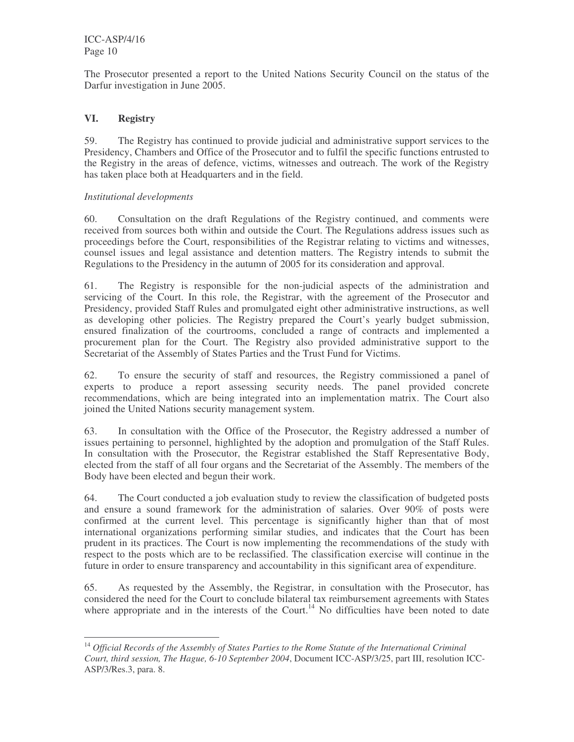The Prosecutor presented a report to the United Nations Security Council on the status of the Darfur investigation in June 2005.

## VI. Registry

59. The Registry has continued to provide judicial and administrative support services to the Presidency, Chambers and Office of the Prosecutor and to fulfil the specific functions entrusted to the Registry in the areas of defence, victims, witnesses and outreach. The work of the Registry has taken place both at Headquarters and in the field.

*Institutional developments*

60. Consultation on the draft Regulations of the Registry continued, and comments were received from sources both within and outside the Court. The Regulations address issues such as proceedings before the Court, responsibilities of the Registrar relating to victims and witnesses, counsel issues and legal assistance and detention matters. The Registry intends to submit the Regulations to the Presidency in the autumn of 2005 for its consideration and approval.

61. The Registry is responsible for the non-judicial aspects of the administration and servicing of the Court. In this role, the Registrar, with the agreement of the Prosecutor and Presidency, provided Staff Rules and promulgated eight other administrative instructions, as well as developing other policies. The Registry prepared the Court's yearly budget submission, ensured finalization of the courtrooms, concluded a range of contracts and implemented a procurement plan for the Court. The Registry also provided administrative support to the Secretariat of the Assembly of States Parties and the Trust Fund for Victims.

62. To ensure the security of staff and resources, the Registry commissioned a panel of experts to produce a report assessing security needs. The panel provided concrete recommendations, which are being integrated into an implementation matrix. The Court also joined the United Nations security management system.

63. In consultation with the Office of the Prosecutor, the Registry addressed a number of issues pertaining to personnel, highlighted by the adoption and promulgation of the Staff Rules. In consultation with the Prosecutor, the Registrar established the Staff Representative Body, elected from the staff of all four organs and the Secretariat of the Assembly. The members of the Body have been elected and begun their work.

64. The Court conducted a job evaluation study to review the classification of budgeted posts and ensure a sound framework for the administration of salaries. Over 90% of posts were confirmed at the current level. This percentage is significantly higher than that of most international organizations performing similar studies, and indicates that the Court has been prudent in its practices. The Court is now implementing the recommendations of the study with respect to the posts which are to be reclassified. The classification exercise will continue in the future in order to ensure transparency and accountability in this significant area of expenditure.

65. As requested by the Assembly, the Registrar, in consultation with the Prosecutor, has considered the need for the Court to conclude bilateral tax reimbursement agreements with States where appropriate and in the interests of the Court.[14] No difficulties have been noted to date

---

[14] *Official Records of the Assembly of States Parties to the Rome Statute of the International Criminal Court, third session, The Hague, 6-10 September 2004*, Document ICC-ASP/3/25, part III, resolution ICC-ASP/3/Res.3, para. 8.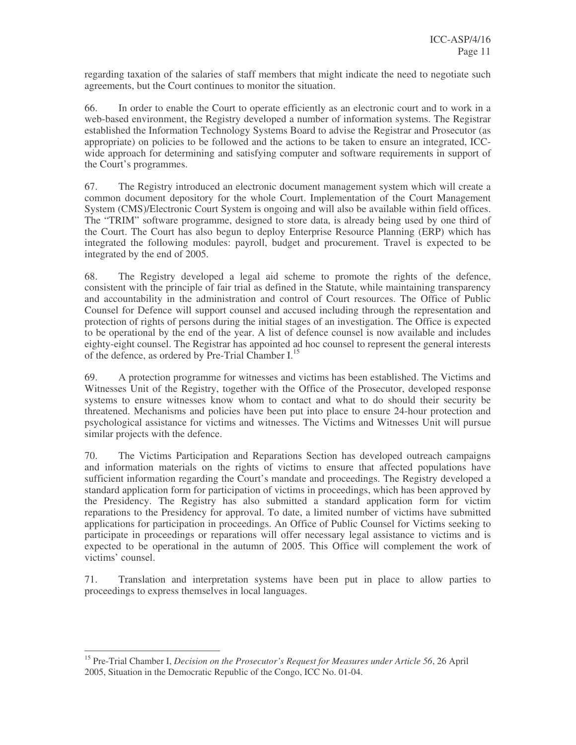regarding taxation of the salaries of staff members that might indicate the need to negotiate such agreements, but the Court continues to monitor the situation.

66. In order to enable the Court to operate efficiently as an electronic court and to work in a web-based environment, the Registry developed a number of information systems. The Registrar established the Information Technology Systems Board to advise the Registrar and Prosecutor (as appropriate) on policies to be followed and the actions to be taken to ensure an integrated, ICC-wide approach for determining and satisfying computer and software requirements in support of the Court's programmes.

67. The Registry introduced an electronic document management system which will create a common document depository for the whole Court. Implementation of the Court Management System (CMS)/Electronic Court System is ongoing and will also be available within field offices. The "TRIM" software programme, designed to store data, is already being used by one third of the Court. The Court has also begun to deploy Enterprise Resource Planning (ERP) which has integrated the following modules: payroll, budget and procurement. Travel is expected to be integrated by the end of 2005.

68. The Registry developed a legal aid scheme to promote the rights of the defence, consistent with the principle of fair trial as defined in the Statute, while maintaining transparency and accountability in the administration and control of Court resources. The Office of Public Counsel for Defence will support counsel and accused including through the representation and protection of rights of persons during the initial stages of an investigation. The Office is expected to be operational by the end of the year. A list of defence counsel is now available and includes eighty-eight counsel. The Registrar has appointed ad hoc counsel to represent the general interests of the defence, as ordered by Pre-Trial Chamber I.[15]

69. A protection programme for witnesses and victims has been established. The Victims and Witnesses Unit of the Registry, together with the Office of the Prosecutor, developed response systems to ensure witnesses know whom to contact and what to do should their security be threatened. Mechanisms and policies have been put into place to ensure 24-hour protection and psychological assistance for victims and witnesses. The Victims and Witnesses Unit will pursue similar projects with the defence.

70. The Victims Participation and Reparations Section has developed outreach campaigns and information materials on the rights of victims to ensure that affected populations have sufficient information regarding the Court's mandate and proceedings. The Registry developed a standard application form for participation of victims in proceedings, which has been approved by the Presidency. The Registry has also submitted a standard application form for victim reparations to the Presidency for approval. To date, a limited number of victims have submitted applications for participation in proceedings. An Office of Public Counsel for Victims seeking to participate in proceedings or reparations will offer necessary legal assistance to victims and is expected to be operational in the autumn of 2005. This Office will complement the work of victims' counsel.

71. Translation and interpretation systems have been put in place to allow parties to proceedings to express themselves in local languages.

---

[15] Pre-Trial Chamber I, *Decision on the Prosecutor's Request for Measures under Article 56*, 26 April 2005, Situation in the Democratic Republic of the Congo, ICC No. 01-04.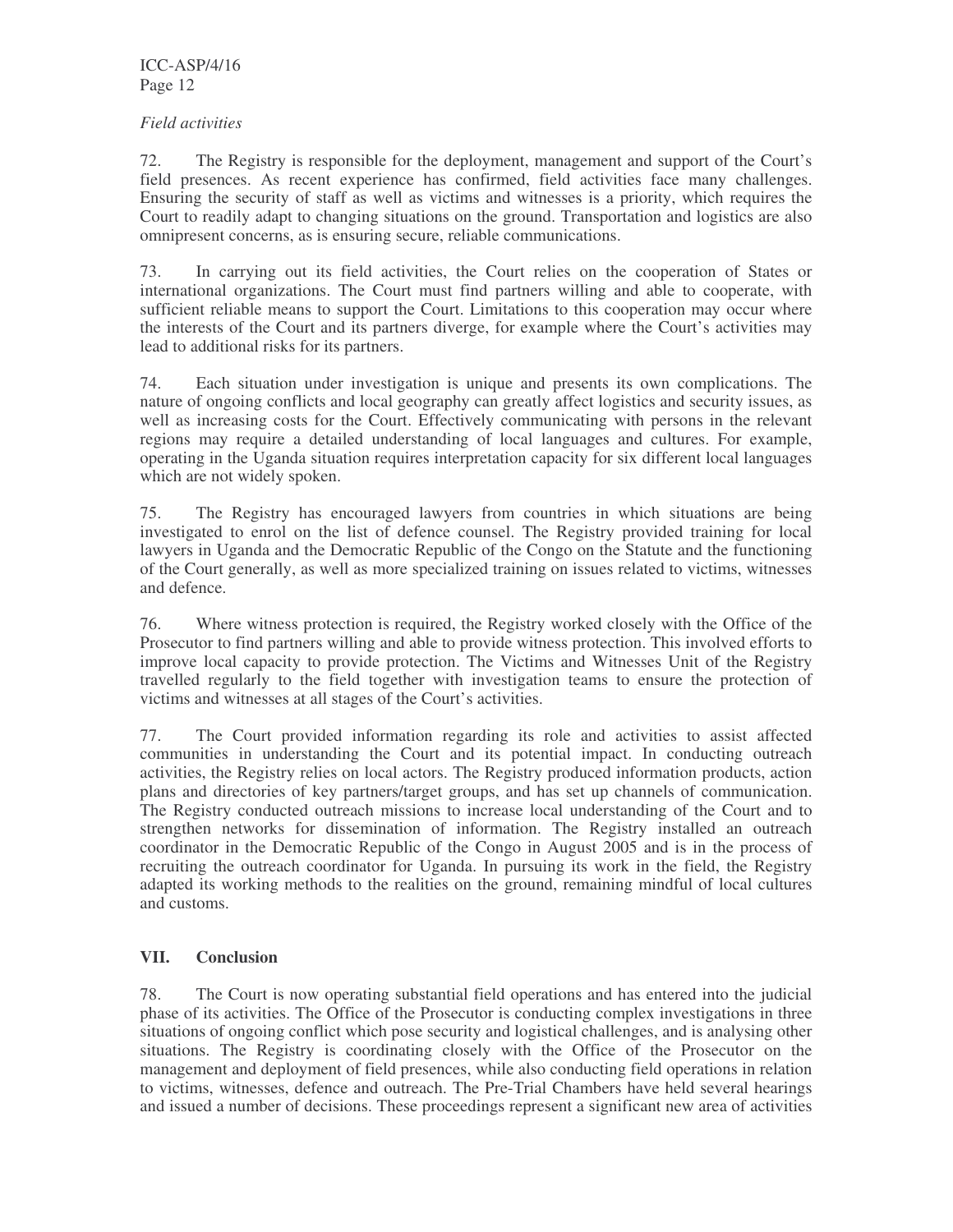*Field activities*

72. The Registry is responsible for the deployment, management and support of the Court's field presences. As recent experience has confirmed, field activities face many challenges. Ensuring the security of staff as well as victims and witnesses is a priority, which requires the Court to readily adapt to changing situations on the ground. Transportation and logistics are also omnipresent concerns, as is ensuring secure, reliable communications.

73. In carrying out its field activities, the Court relies on the cooperation of States or international organizations. The Court must find partners willing and able to cooperate, with sufficient reliable means to support the Court. Limitations to this cooperation may occur where the interests of the Court and its partners diverge, for example where the Court's activities may lead to additional risks for its partners.

74. Each situation under investigation is unique and presents its own complications. The nature of ongoing conflicts and local geography can greatly affect logistics and security issues, as well as increasing costs for the Court. Effectively communicating with persons in the relevant regions may require a detailed understanding of local languages and cultures. For example, operating in the Uganda situation requires interpretation capacity for six different local languages which are not widely spoken.

75. The Registry has encouraged lawyers from countries in which situations are being investigated to enrol on the list of defence counsel. The Registry provided training for local lawyers in Uganda and the Democratic Republic of the Congo on the Statute and the functioning of the Court generally, as well as more specialized training on issues related to victims, witnesses and defence.

76. Where witness protection is required, the Registry worked closely with the Office of the Prosecutor to find partners willing and able to provide witness protection. This involved efforts to improve local capacity to provide protection. The Victims and Witnesses Unit of the Registry travelled regularly to the field together with investigation teams to ensure the protection of victims and witnesses at all stages of the Court's activities.

77. The Court provided information regarding its role and activities to assist affected communities in understanding the Court and its potential impact. In conducting outreach activities, the Registry relies on local actors. The Registry produced information products, action plans and directories of key partners/target groups, and has set up channels of communication. The Registry conducted outreach missions to increase local understanding of the Court and to strengthen networks for dissemination of information. The Registry installed an outreach coordinator in the Democratic Republic of the Congo in August 2005 and is in the process of recruiting the outreach coordinator for Uganda. In pursuing its work in the field, the Registry adapted its working methods to the realities on the ground, remaining mindful of local cultures and customs.

## VII. Conclusion

78. The Court is now operating substantial field operations and has entered into the judicial phase of its activities. The Office of the Prosecutor is conducting complex investigations in three situations of ongoing conflict which pose security and logistical challenges, and is analysing other situations. The Registry is coordinating closely with the Office of the Prosecutor on the management and deployment of field presences, while also conducting field operations in relation to victims, witnesses, defence and outreach. The Pre-Trial Chambers have held several hearings and issued a number of decisions. These proceedings represent a significant new area of activities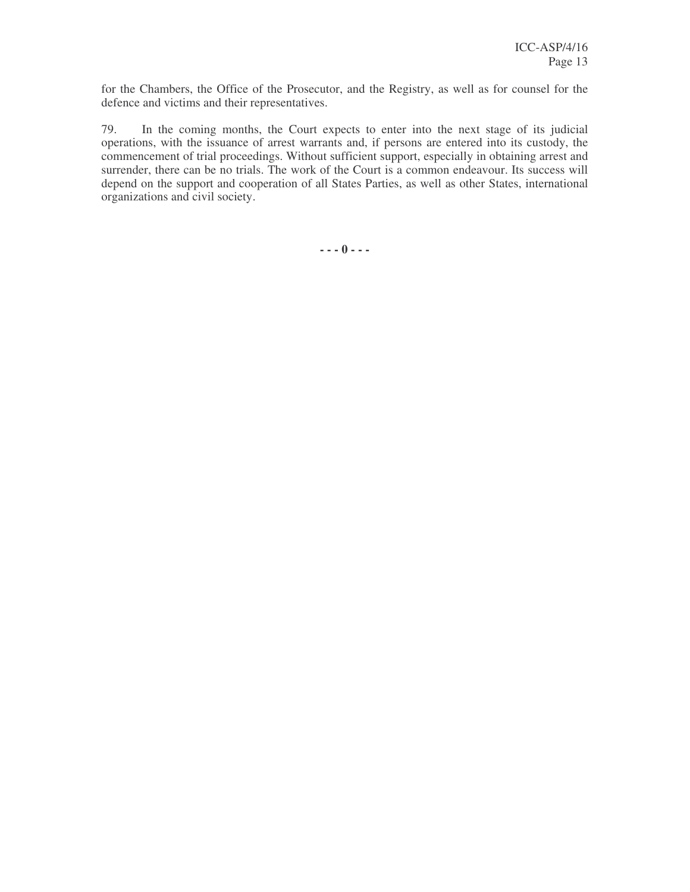for the Chambers, the Office of the Prosecutor, and the Registry, as well as for counsel for the defence and victims and their representatives.

79. In the coming months, the Court expects to enter into the next stage of its judicial operations, with the issuance of arrest warrants and, if persons are entered into its custody, the commencement of trial proceedings. Without sufficient support, especially in obtaining arrest and surrender, there can be no trials. The work of the Court is a common endeavour. Its success will depend on the support and cooperation of all States Parties, as well as other States, international organizations and civil society.

**- - - 0 - - -**